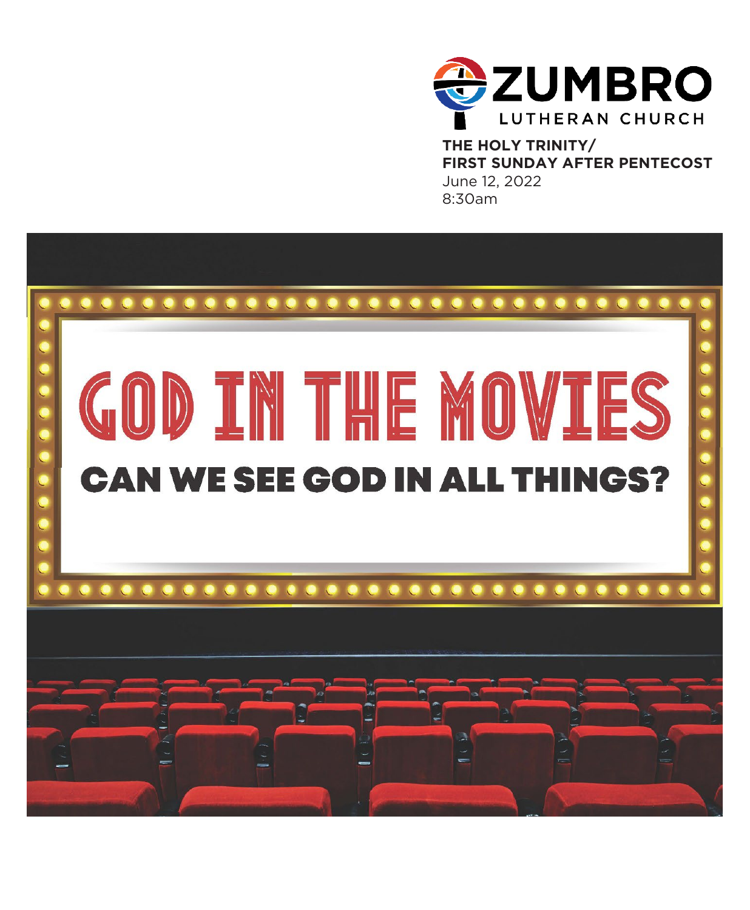# ZUMBRO LUTHERAN CHURCH

**THE HOLY TRINITY/**
**FIRST SUNDAY AFTER PENTECOST**
June 12, 2022
8:30am

# GOD IN THE MOVIES

## CAN WE SEE GOD IN ALL THINGS?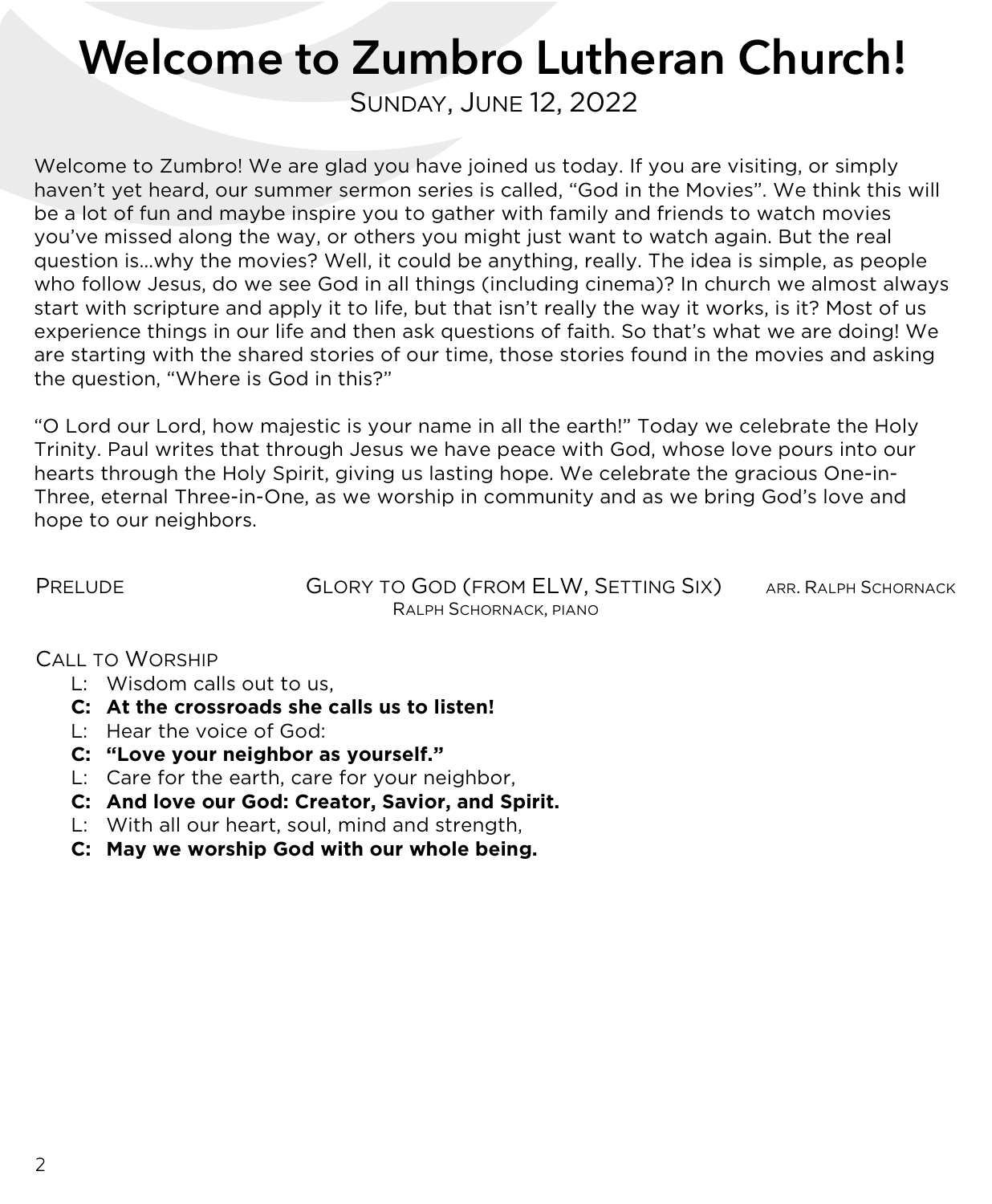# Welcome to Zumbro Lutheran Church!

SUNDAY, JUNE 12, 2022

Welcome to Zumbro! We are glad you have joined us today. If you are visiting, or simply haven't yet heard, our summer sermon series is called, "God in the Movies". We think this will be a lot of fun and maybe inspire you to gather with family and friends to watch movies you've missed along the way, or others you might just want to watch again. But the real question is…why the movies? Well, it could be anything, really. The idea is simple, as people who follow Jesus, do we see God in all things (including cinema)? In church we almost always start with scripture and apply it to life, but that isn't really the way it works, is it? Most of us experience things in our life and then ask questions of faith. So that's what we are doing! We are starting with the shared stories of our time, those stories found in the movies and asking the question, "Where is God in this?"

"O Lord our Lord, how majestic is your name in all the earth!" Today we celebrate the Holy Trinity. Paul writes that through Jesus we have peace with God, whose love pours into our hearts through the Holy Spirit, giving us lasting hope. We celebrate the gracious One-in-Three, eternal Three-in-One, as we worship in community and as we bring God's love and hope to our neighbors.

PRELUDE — GLORY TO GOD (FROM ELW, SETTING SIX) — ARR. RALPH SCHORNACK

RALPH SCHORNACK, PIANO

CALL TO WORSHIP

L: Wisdom calls out to us,

**C: At the crossroads she calls us to listen!**

L: Hear the voice of God:

**C: "Love your neighbor as yourself."**

L: Care for the earth, care for your neighbor,

**C: And love our God: Creator, Savior, and Spirit.**

L: With all our heart, soul, mind and strength,

**C: May we worship God with our whole being.**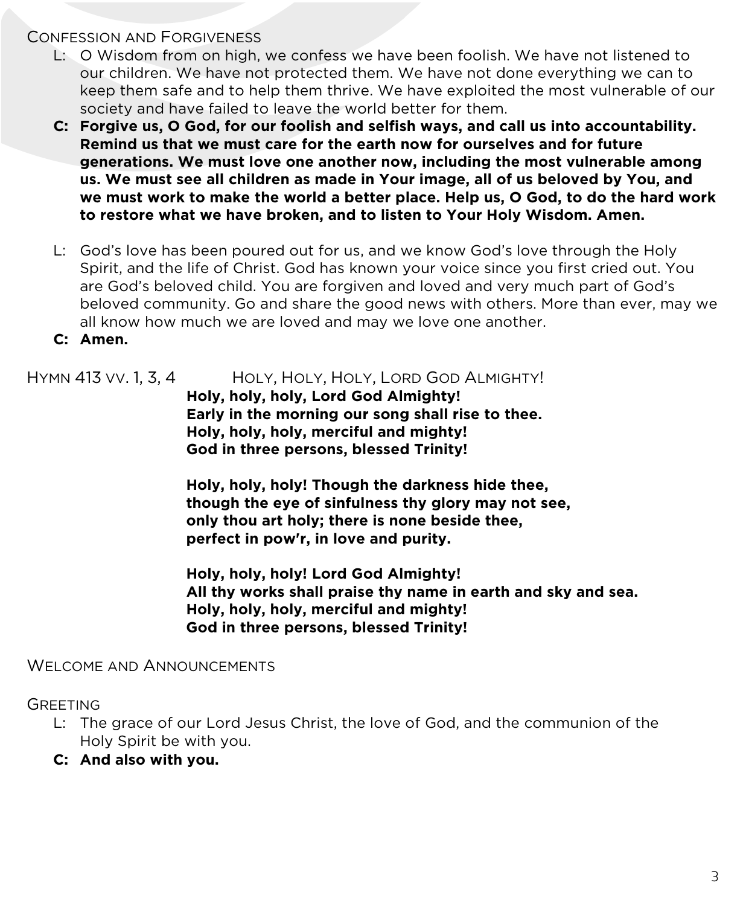## Confession and Forgiveness

L: O Wisdom from on high, we confess we have been foolish. We have not listened to our children. We have not protected them. We have not done everything we can to keep them safe and to help them thrive. We have exploited the most vulnerable of our society and have failed to leave the world better for them.

**C: Forgive us, O God, for our foolish and selfish ways, and call us into accountability. Remind us that we must care for the earth now for ourselves and for future generations. We must love one another now, including the most vulnerable among us. We must see all children as made in Your image, all of us beloved by You, and we must work to make the world a better place. Help us, O God, to do the hard work to restore what we have broken, and to listen to Your Holy Wisdom. Amen.**

L: God's love has been poured out for us, and we know God's love through the Holy Spirit, and the life of Christ. God has known your voice since you first cried out. You are God's beloved child. You are forgiven and loved and very much part of God's beloved community. Go and share the good news with others. More than ever, may we all know how much we are loved and may we love one another.

**C: Amen.**

## Hymn 413 vv. 1, 3, 4 — Holy, Holy, Holy, Lord God Almighty!

**Holy, holy, holy, Lord God Almighty!**
**Early in the morning our song shall rise to thee.**
**Holy, holy, holy, merciful and mighty!**
**God in three persons, blessed Trinity!**

**Holy, holy, holy! Though the darkness hide thee,**
**though the eye of sinfulness thy glory may not see,**
**only thou art holy; there is none beside thee,**
**perfect in pow'r, in love and purity.**

**Holy, holy, holy! Lord God Almighty!**
**All thy works shall praise thy name in earth and sky and sea.**
**Holy, holy, holy, merciful and mighty!**
**God in three persons, blessed Trinity!**

## Welcome and Announcements

## Greeting

L: The grace of our Lord Jesus Christ, the love of God, and the communion of the Holy Spirit be with you.

**C: And also with you.**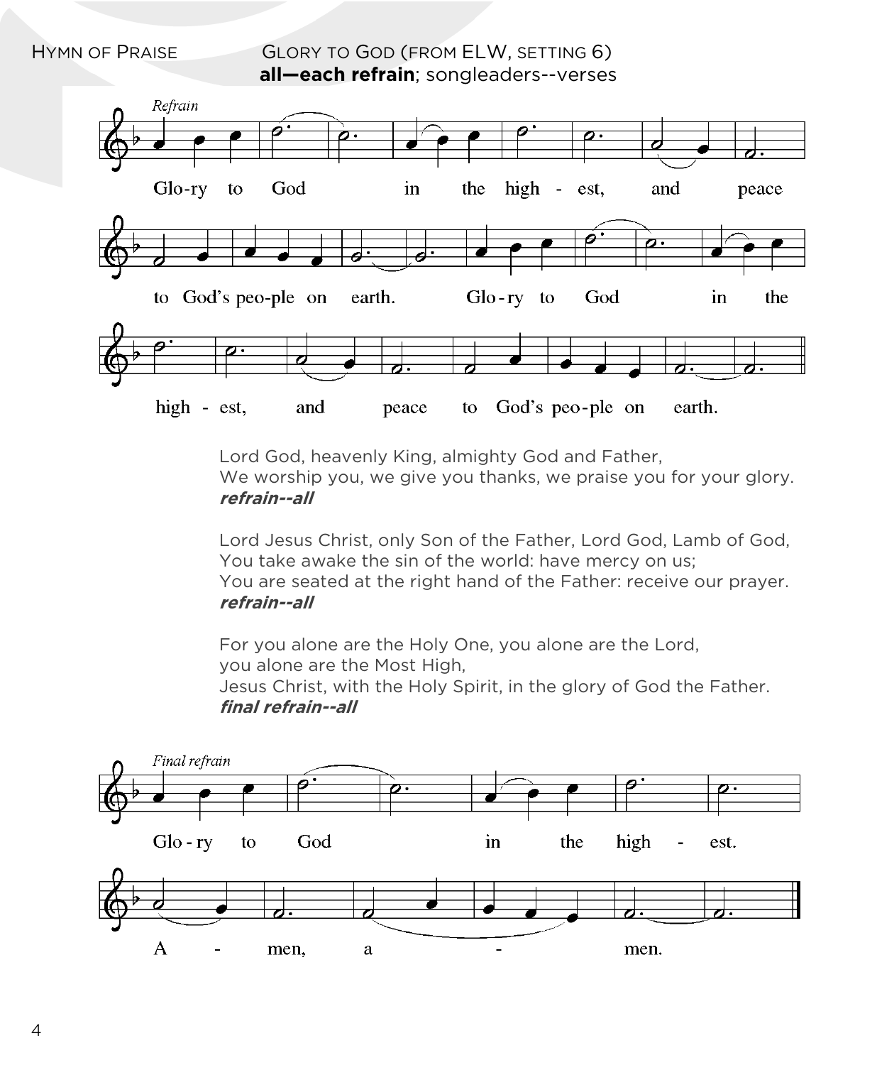HYMN OF PRAISE GLORY TO GOD (FROM ELW, SETTING 6)

**all—each refrain**; songleaders--verses

*Refrain*

Glo-ry to God in the high - est, and peace to God's peo-ple on earth. Glo-ry to God in the high - est, and peace to God's peo-ple on earth.

Lord God, heavenly King, almighty God and Father,
We worship you, we give you thanks, we praise you for your glory.
***refrain--all***

Lord Jesus Christ, only Son of the Father, Lord God, Lamb of God,
You take awake the sin of the world: have mercy on us;
You are seated at the right hand of the Father: receive our prayer.
***refrain--all***

For you alone are the Holy One, you alone are the Lord,
you alone are the Most High,
Jesus Christ, with the Holy Spirit, in the glory of God the Father.
***final refrain--all***

*Final refrain*

Glo - ry to God in the high - est. A - men, a - men.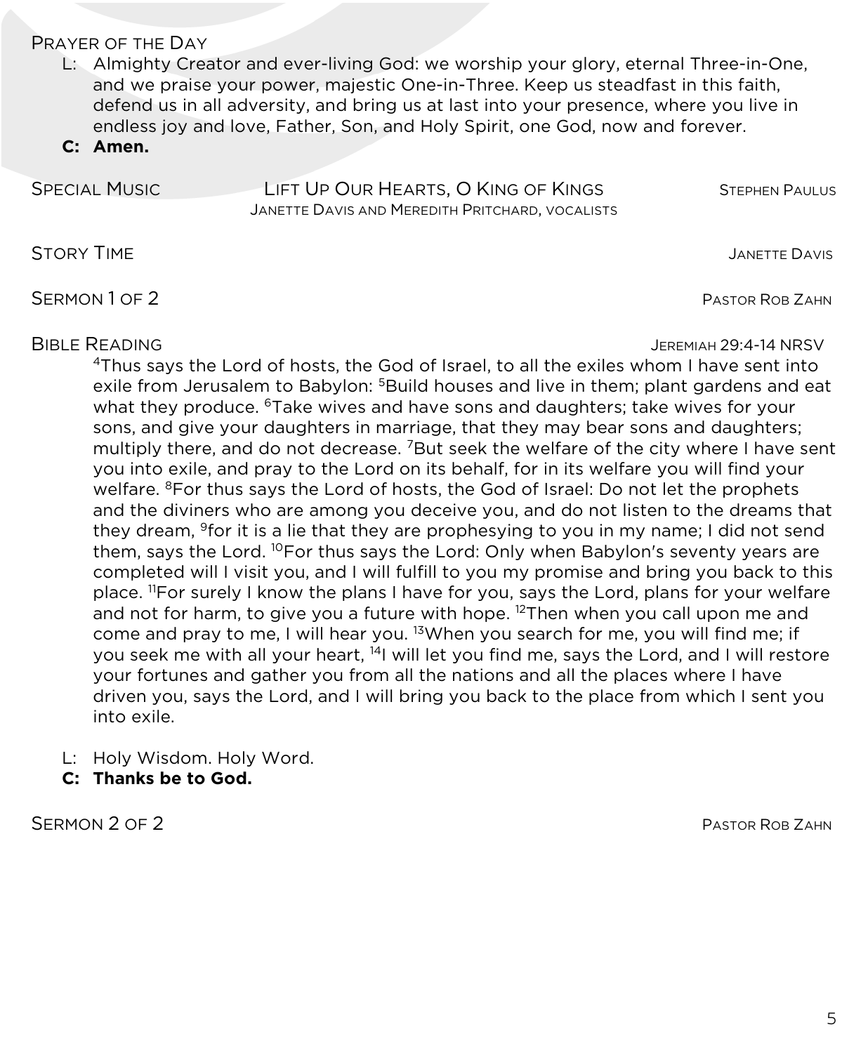## PRAYER OF THE DAY

L: Almighty Creator and ever-living God: we worship your glory, eternal Three-in-One, and we praise your power, majestic One-in-Three. Keep us steadfast in this faith, defend us in all adversity, and bring us at last into your presence, where you live in endless joy and love, Father, Son, and Holy Spirit, one God, now and forever.

**C: Amen.**

## SPECIAL MUSIC — LIFT UP OUR HEARTS, O KING OF KINGS — STEPHEN PAULUS

JANETTE DAVIS AND MEREDITH PRITCHARD, VOCALISTS

## STORY TIME — JANETTE DAVIS

## SERMON 1 OF 2 — PASTOR ROB ZAHN

## BIBLE READING — JEREMIAH 29:4-14 NRSV

[4]Thus says the Lord of hosts, the God of Israel, to all the exiles whom I have sent into exile from Jerusalem to Babylon: [5]Build houses and live in them; plant gardens and eat what they produce. [6]Take wives and have sons and daughters; take wives for your sons, and give your daughters in marriage, that they may bear sons and daughters; multiply there, and do not decrease. [7]But seek the welfare of the city where I have sent you into exile, and pray to the Lord on its behalf, for in its welfare you will find your welfare. [8]For thus says the Lord of hosts, the God of Israel: Do not let the prophets and the diviners who are among you deceive you, and do not listen to the dreams that they dream, [9]for it is a lie that they are prophesying to you in my name; I did not send them, says the Lord. [10]For thus says the Lord: Only when Babylon's seventy years are completed will I visit you, and I will fulfill to you my promise and bring you back to this place. [11]For surely I know the plans I have for you, says the Lord, plans for your welfare and not for harm, to give you a future with hope. [12]Then when you call upon me and come and pray to me, I will hear you. [13]When you search for me, you will find me; if you seek me with all your heart, [14]I will let you find me, says the Lord, and I will restore your fortunes and gather you from all the nations and all the places where I have driven you, says the Lord, and I will bring you back to the place from which I sent you into exile.

L: Holy Wisdom. Holy Word.

**C: Thanks be to God.**

## SERMON 2 OF 2 — PASTOR ROB ZAHN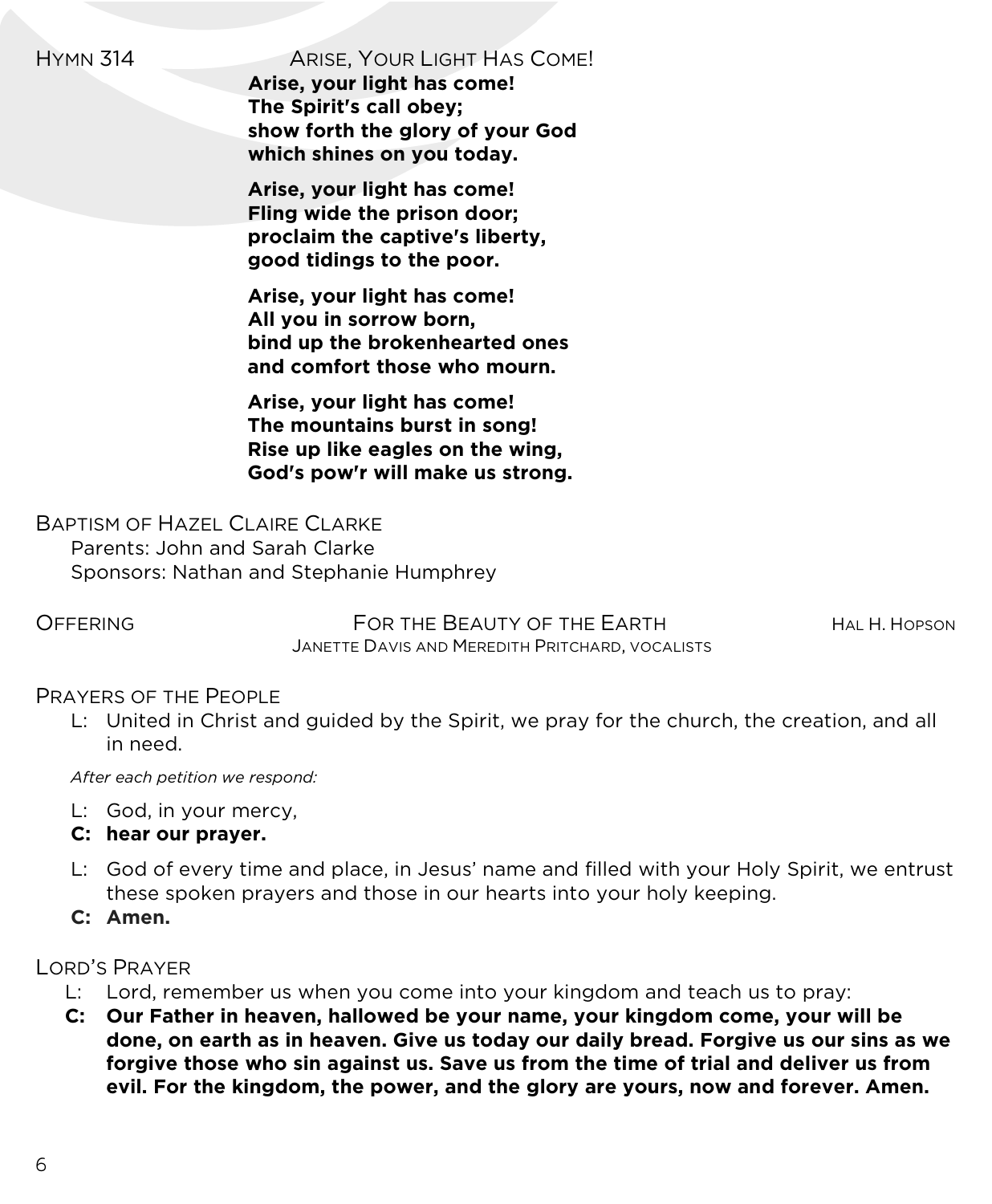## Hymn 314 — Arise, Your Light Has Come!

**Arise, your light has come!**
**The Spirit's call obey;**
**show forth the glory of your God**
**which shines on you today.**

**Arise, your light has come!**
**Fling wide the prison door;**
**proclaim the captive's liberty,**
**good tidings to the poor.**

**Arise, your light has come!**
**All you in sorrow born,**
**bind up the brokenhearted ones**
**and comfort those who mourn.**

**Arise, your light has come!**
**The mountains burst in song!**
**Rise up like eagles on the wing,**
**God's pow'r will make us strong.**

## Baptism of Hazel Claire Clarke

Parents: John and Sarah Clarke
Sponsors: Nathan and Stephanie Humphrey

## Offering — For the Beauty of the Earth — Hal H. Hopson

Janette Davis and Meredith Pritchard, vocalists

## Prayers of the People

L: United in Christ and guided by the Spirit, we pray for the church, the creation, and all in need.

*After each petition we respond:*

L: God, in your mercy,
**C: hear our prayer.**

L: God of every time and place, in Jesus' name and filled with your Holy Spirit, we entrust these spoken prayers and those in our hearts into your holy keeping.
**C: Amen.**

## Lord's Prayer

L: Lord, remember us when you come into your kingdom and teach us to pray:
**C: Our Father in heaven, hallowed be your name, your kingdom come, your will be done, on earth as in heaven. Give us today our daily bread. Forgive us our sins as we forgive those who sin against us. Save us from the time of trial and deliver us from evil. For the kingdom, the power, and the glory are yours, now and forever. Amen.**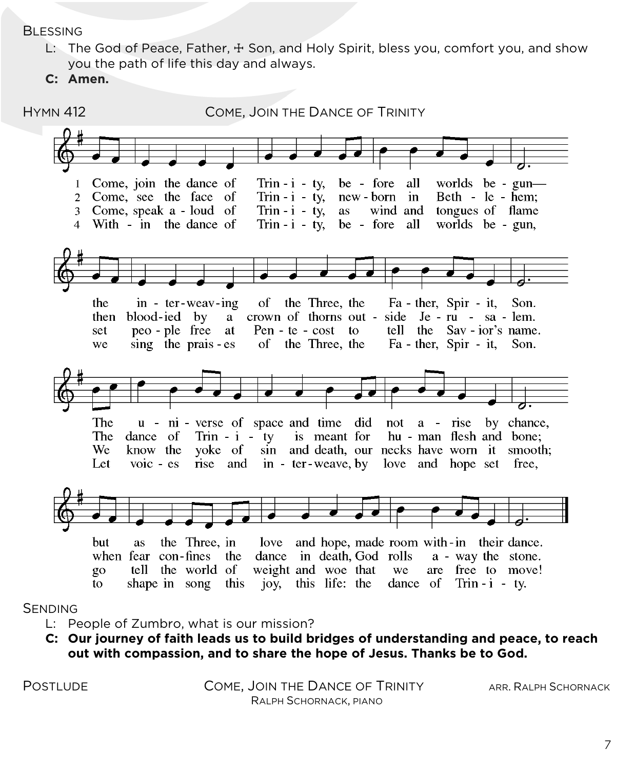## Blessing

L: The God of Peace, Father, ☩ Son, and Holy Spirit, bless you, comfort you, and show you the path of life this day and always.

**C: Amen.**

## Hymn 412 — Come, Join the Dance of Trinity

1 Come, join the dance of Trinity, before all worlds begun—
the interweaving of the Three, the Father, Spirit, Son.
The universe of space and time did not arise by chance,
but as the Three, in love and hope, made room within their dance.

2 Come, see the face of Trinity, newborn in Bethlehem;
then bloodied by a crown of thorns outside Jerusalem.
The dance of Trinity is meant for human flesh and bone;
when fear confines the dance in death, God rolls away the stone.

3 Come, speak aloud of Trinity, as wind and tongues of flame
set people free at Pentecost to tell the Savior's name.
We know the yoke of sin and death, our necks have worn it smooth;
go tell the world of weight and woe that we are free to move!

4 Within the dance of Trinity, before all worlds begun,
we sing the praises of the Three, the Father, Spirit, Son.
Let voices rise and interweave, by love and hope set free,
to shape in song this joy, this life: the dance of Trinity.

## Sending

L: People of Zumbro, what is our mission?

**C: Our journey of faith leads us to build bridges of understanding and peace, to reach out with compassion, and to share the hope of Jesus. Thanks be to God.**

## Postlude

Come, Join the Dance of Trinity — arr. Ralph Schornack

Ralph Schornack, piano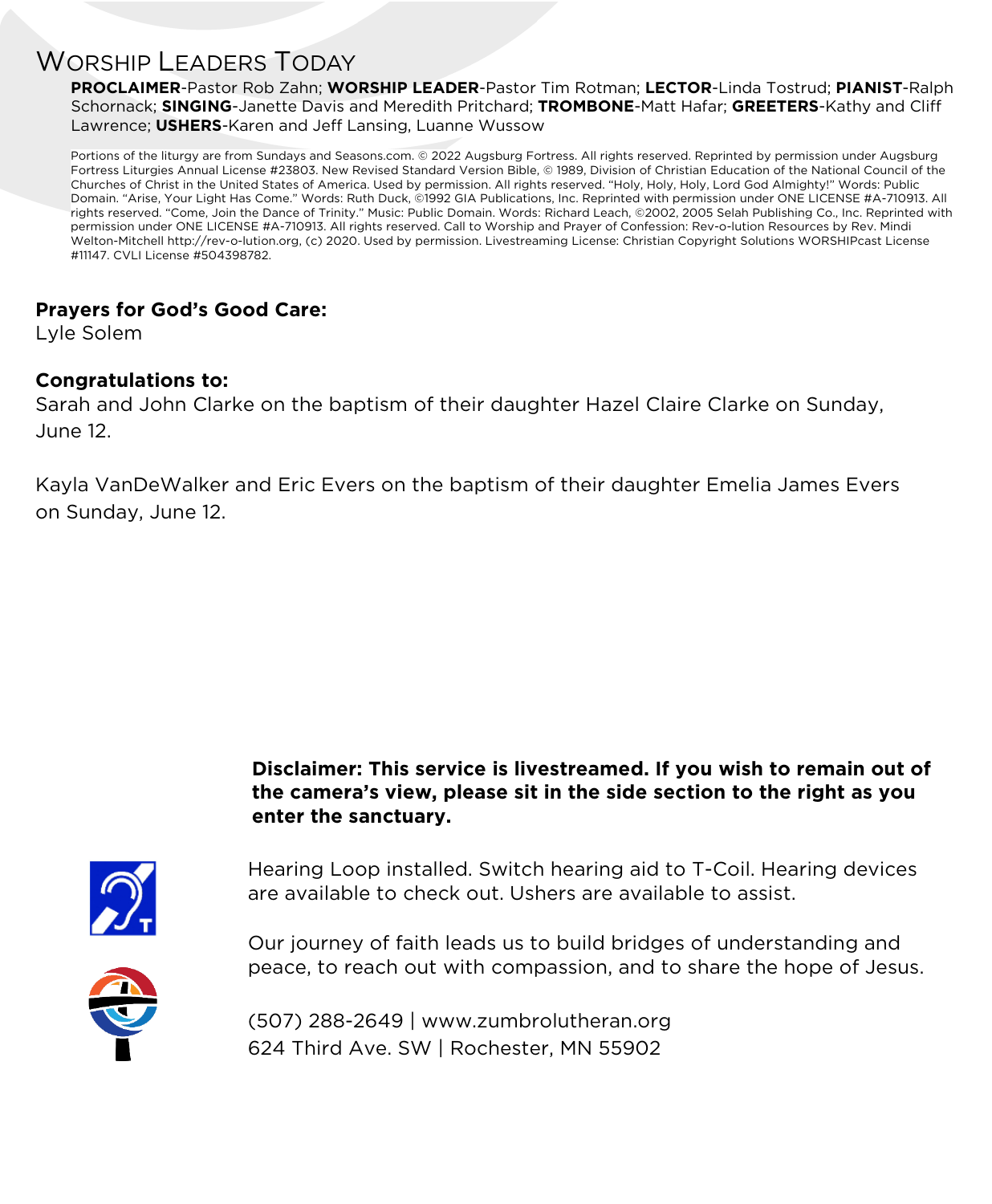# Worship Leaders Today

**PROCLAIMER**-Pastor Rob Zahn; **WORSHIP LEADER**-Pastor Tim Rotman; **LECTOR**-Linda Tostrud; **PIANIST**-Ralph Schornack; **SINGING**-Janette Davis and Meredith Pritchard; **TROMBONE**-Matt Hafar; **GREETERS**-Kathy and Cliff Lawrence; **USHERS**-Karen and Jeff Lansing, Luanne Wussow

Portions of the liturgy are from Sundays and Seasons.com. © 2022 Augsburg Fortress. All rights reserved. Reprinted by permission under Augsburg Fortress Liturgies Annual License #23803. New Revised Standard Version Bible, © 1989, Division of Christian Education of the National Council of the Churches of Christ in the United States of America. Used by permission. All rights reserved. "Holy, Holy, Holy, Lord God Almighty!" Words: Public Domain. "Arise, Your Light Has Come." Words: Ruth Duck, ©1992 GIA Publications, Inc. Reprinted with permission under ONE LICENSE #A-710913. All rights reserved. "Come, Join the Dance of Trinity." Music: Public Domain. Words: Richard Leach, ©2002, 2005 Selah Publishing Co., Inc. Reprinted with permission under ONE LICENSE #A-710913. All rights reserved. Call to Worship and Prayer of Confession: Rev-o-lution Resources by Rev. Mindi Welton-Mitchell http://rev-o-lution.org, (c) 2020. Used by permission. Livestreaming License: Christian Copyright Solutions WORSHIPcast License #11147. CVLI License #504398782.

**Prayers for God's Good Care:**
Lyle Solem

**Congratulations to:**
Sarah and John Clarke on the baptism of their daughter Hazel Claire Clarke on Sunday, June 12.

Kayla VanDeWalker and Eric Evers on the baptism of their daughter Emelia James Evers on Sunday, June 12.

**Disclaimer: This service is livestreamed. If you wish to remain out of the camera's view, please sit in the side section to the right as you enter the sanctuary.**

Hearing Loop installed. Switch hearing aid to T-Coil. Hearing devices are available to check out. Ushers are available to assist.

Our journey of faith leads us to build bridges of understanding and peace, to reach out with compassion, and to share the hope of Jesus.

(507) 288-2649 | www.zumbrolutheran.org
624 Third Ave. SW | Rochester, MN 55902